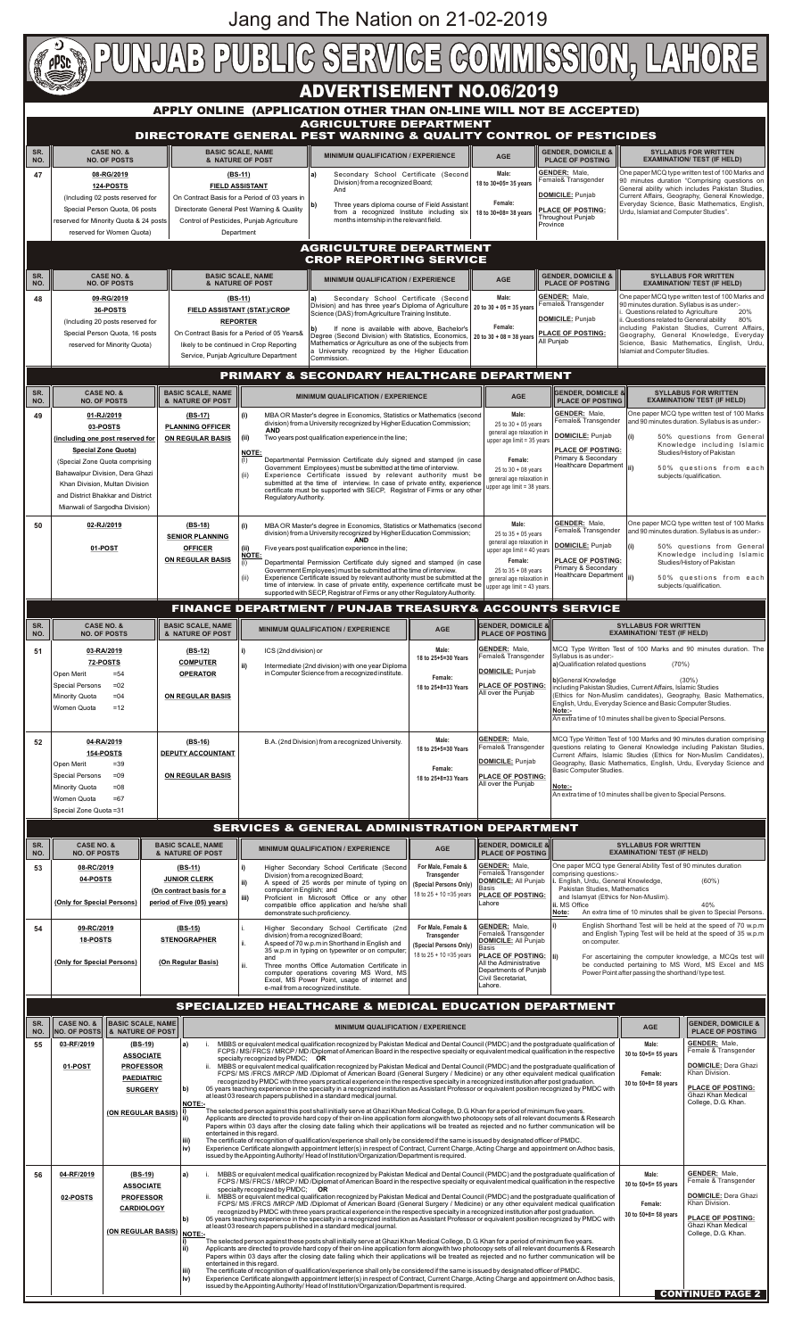Jang and The Nation on 21-02-2019

# PUNJAB PUBLIC SERVICE COMMISSION, LAHORE

## ADVERTISEMENT NO.06/2019

### APPLY ONLINE (APPLICATION OTHER THAN ON-LINE WILL NOT BE ACCEPTED)

### AGRICULTURE DEPARTMENT
### DIRECTORATE GENERAL PEST WARNING & QUALITY CONTROL OF PESTICIDES

| SR. NO. | CASE NO. & NO. OF POSTS | BASIC SCALE, NAME & NATURE OF POST | MINIMUM QUALIFICATION / EXPERIENCE | AGE | GENDER, DOMICILE & PLACE OF POSTING | SYLLABUS FOR WRITTEN EXAMINATION/ TEST (IF HELD) |
|---|---|---|---|---|---|---|
| 47 | 08-RG/2019<br>124-POSTS<br>(Including 02 posts reserved for Special Person Quota, 06 posts reserved for Minority Quota & 24 posts reserved for Women Quota) | (BS-11)<br>FIELD ASSISTANT<br>On Contract Basis for a Period of 03 years in Directorate General Pest Warning & Quality Control of Pesticides, Punjab Agriculture Department | a) Secondary School Certificate (Second Division) from a recognized Board; And<br>b) Three years diploma course of Field Assistant from a recognized Institute including six months internship in the relevant field. | Male: 18 to 30+05= 35 years<br>Female: 18 to 30+08= 38 years | GENDER: Male, Female& Transgender<br>DOMICILE: Punjab<br>PLACE OF POSTING: Throughout Punjab Province | One paper MCQ type written test of 100 Marks and 90 minutes duration "Comprising questions on General ability which includes Pakistan Studies, Current Affairs, Geography, General Knowledge, Everyday Science, Basic Mathematics, English, Urdu, Islamiat and Computer Studies". |

### AGRICULTURE DEPARTMENT
### CROP REPORTING SERVICE

| SR. NO. | CASE NO. & NO. OF POSTS | BASIC SCALE, NAME & NATURE OF POST | MINIMUM QUALIFICATION / EXPERIENCE | AGE | GENDER, DOMICILE & PLACE OF POSTING | SYLLABUS FOR WRITTEN EXAMINATION/ TEST (IF HELD) |
|---|---|---|---|---|---|---|
| 48 | 09-RG/2019<br>36-POSTS<br>(Including 20 posts reserved for Special Person Quota, 16 posts reserved for Minority Quota) | (BS-11)<br>FIELD ASSISTANT (STAT.)/CROP REPORTER<br>On Contract Basis for a Period of 05 Years& likely to be continued in Crop Reporting Service, Punjab Agriculture Department | a) Secondary School Certificate (Second Division) and has three year's Diploma of Agriculture Science (DAS) from Agriculture Training Institute.<br>b) If none is available with above, Bachelor's Degree (Second Division) with Statistics, Economics, Mathematics or Agriculture as one of the subjects from a University recognized by the Higher Education Commission. | Male: 20 to 30 + 05 = 35 years<br>Female: 20 to 30 + 08 = 38 years | GENDER: Male, Female& Transgender<br>DOMICILE: Punjab<br>PLACE OF POSTING: All Punjab | One paper MCQ type written test of 100 Marks and 90 minutes duration. Syllabus is as under:-<br>i. Questions related to Agriculture 20%<br>ii. Questions related to General ability 80% including Pakistan Studies, Current Affairs, Geography, General Knowledge, Everyday Science, Basic Mathematics, English, Urdu, Islamiat and Computer Studies. |

### PRIMARY & SECONDARY HEALTHCARE DEPARTMENT

| SR. NO. | CASE NO. & NO. OF POSTS | BASIC SCALE, NAME & NATURE OF POST | MINIMUM QUALIFICATION / EXPERIENCE | AGE | GENDER, DOMICILE & PLACE OF POSTING | SYLLABUS FOR WRITTEN EXAMINATION/ TEST (IF HELD) |
|---|---|---|---|---|---|---|
| 49 | 01-RJ/2019<br>03-POSTS<br>(including one post reserved for Special Zone Quota)<br>(Special Zone Quota comprising Bahawalpur Division, Dera Ghazi Khan Division, Multan Division and District Bhakkar and District Mianwali of Sargodha Division) | (BS-17)<br>PLANNING OFFICER<br>ON REGULAR BASIS | (i) MBA OR Master's degree in Economics, Statistics or Mathematics (second division) from a University recognized by Higher Education Commission; AND<br>(ii) Two years post qualification experience in the line;<br>NOTE:<br>(i) Departmental Permission Certificate duly signed and stamped (in case Government Employees) must be submitted at the time of interview.<br>(ii) Experience Certificate issued by relevant authority must be submitted at the time of interview. In case of private entity, experience certificate must be supported with SECP, Registrar of Firms or any other Regulatory Authority. | Male: 25 to 30 + 05 years general age relaxation in upper age limit = 35 years<br>Female: 25 to 30 + 08 years general age relaxation in upper age limit = 38 years. | GENDER: Male, Female& Transgender<br>DOMICILE: Punjab<br>PLACE OF POSTING: Primary & Secondary Healthcare Department | One paper MCQ type written test of 100 Marks and 90 minutes duration. Syllabus is as under:-<br>(i) 50% questions from General Knowledge including Islamic Studies/History of Pakistan<br>(ii) 50% questions from each subjects /qualification. |
| 50 | 02-RJ/2019<br>01-POST | (BS-18)<br>SENIOR PLANNING OFFICER<br>ON REGULAR BASIS | (i) MBA OR Master's degree in Economics, Statistics or Mathematics (second division) from a University recognized by Higher Education Commission; AND<br>(ii) Five years post qualification experience in the line;<br>NOTE:<br>(i) Departmental Permission Certificate duly signed and stamped (in case Government Employees) must be submitted at the time of interview.<br>(ii) Experience Certificate issued by relevant authority must be submitted at the time of interview. In case of private entity, experience certificate must be supported with SECP, Registrar of Firms or any other Regulatory Authority. | Male: 25 to 35 + 05 years general age relaxation in upper age limit = 40 years<br>Female: 25 to 35 + 08 years general age relaxation in upper age limit = 43 years. | GENDER: Male, Female& Transgender<br>DOMICILE: Punjab<br>PLACE OF POSTING: Primary & Secondary Healthcare Department | One paper MCQ type written test of 100 Marks and 90 minutes duration. Syllabus is as under:-<br>(i) 50% questions from General Knowledge including Islamic Studies/History of Pakistan<br>(ii) 50% questions from each subjects /qualification. |

### FINANCE DEPARTMENT / PUNJAB TREASURY& ACCOUNTS SERVICE

| SR. NO. | CASE NO. & NO. OF POSTS | BASIC SCALE, NAME & NATURE OF POST | MINIMUM QUALIFICATION / EXPERIENCE | AGE | GENDER, DOMICILE & PLACE OF POSTING | SYLLABUS FOR WRITTEN EXAMINATION/ TEST (IF HELD) |
|---|---|---|---|---|---|---|
| 51 | 03-RA/2019<br>72-POSTS<br>Open Merit =54<br>Special Persons =02<br>Minority Quota =04<br>Women Quota =12 | (BS-12)<br>COMPUTER OPERATOR<br>ON REGULAR BASIS | i) ICS (2nd division) or<br>ii) Intermediate (2nd division) with one year Diploma in Computer Science from a recognized institute. | Male: 18 to 25+5=30 Years<br>Female: 18 to 25+8=33 Years | GENDER: Male, Female& Transgender<br>DOMICILE: Punjab<br>PLACE OF POSTING: All over the Punjab | MCQ Type Written Test of 100 Marks and 90 minutes duration. The Syllabus is as under:-<br>a) Qualification related questions (70%)<br>b) General Knowledge (30%) including Pakistan Studies, Current Affairs, Islamic Studies (Ethics for Non-Muslim candidates), Geography, Basic Mathematics, English, Urdu, Everyday Science and Basic Computer Studies.<br>Note:-<br>An extra time of 10 minutes shall be given to Special Persons. |
| 52 | 04-RA/2019<br>154-POSTS<br>Open Merit =39<br>Special Persons =09<br>Minority Quota =08<br>Women Quota =67<br>Special Zone Quota =31 | (BS-16)<br>DEPUTY ACCOUNTANT<br>ON REGULAR BASIS | B.A. (2nd Division) from a recognized University. | Male: 18 to 25+5=30 Years<br>Female: 18 to 25+8=33 Years | GENDER: Male, Female& Transgender<br>DOMICILE: Punjab<br>PLACE OF POSTING: All over the Punjab | MCQ Type Written Test of 100 Marks and 90 minutes duration comprising questions relating to General Knowledge including Pakistan Studies, Current Affairs, Islamic Studies (Ethics for Non-Muslim Candidates), Geography, Basic Mathematics, English, Urdu, Everyday Science and Basic Computer Studies.<br>Note:-<br>An extra time of 10 minutes shall be given to Special Persons. |

### SERVICES & GENERAL ADMINISTRATION DEPARTMENT

| SR. NO. | CASE NO. & NO. OF POSTS | BASIC SCALE, NAME & NATURE OF POST | MINIMUM QUALIFICATION / EXPERIENCE | AGE | GENDER, DOMICILE & PLACE OF POSTING | SYLLABUS FOR WRITTEN EXAMINATION/ TEST (IF HELD) |
|---|---|---|---|---|---|---|
| 53 | 08-RC/2019<br>04-POSTS<br>(Only for Special Persons) | (BS-11)<br>JUNIOR CLERK<br>(On contract basis for a period of Five (05) years) | i) Higher Secondary School Certificate (Second Division) from a recognized Board;<br>ii) A speed of 25 words per minute of typing on computer in English; and<br>iii) Proficient in Microsoft Office or any other compatible office application and he/she shall demonstrate such proficiency. | For Male, Female & Transgender (Special Persons Only) 18 to 25 + 10 =35 years | GENDER: Male, Female& Transgender<br>DOMICILE: All Punjab Basis<br>PLACE OF POSTING: Lahore | One paper MCQ type General Ability Test of 90 minutes duration comprising questions:-<br>i. English, Urdu, General Knowledge, Pakistan Studies, Mathematics and Islamyat (Ethics for Non-Muslim). (60%)<br>ii. MS Office 40%<br>Note: An extra time of 10 minutes shall be given to Special Persons. |
| 54 | 09-RC/2019<br>18-POSTS<br>(Only for Special Persons) | (BS-15)<br>STENOGRAPHER<br>(On Regular Basis) | i. Higher Secondary School Certificate (2nd division) from a recognized Board;<br>ii. A speed of 70 w.p.m in Shorthand in English and 35 w.p.m in typing on typewriter or on computer; and<br>iii. Three months Office Automation Certificate in computer operations covering MS Word, MS Excel, MS Power Point, usage of internet and e-mail from a recognized institute. | For Male, Female & Transgender (Special Persons Only) 18 to 25 + 10 =35 years | GENDER: Male, Female& Transgender<br>DOMICILE: All Punjab Basis<br>PLACE OF POSTING: All the Administrative Departments of Punjab Civil Secretariat, Lahore. | i) English Shorthand Test will be held at the speed of 70 w.p.m and English Typing Test will be held at the speed of 35 w.p.m on computer.<br>ii) For ascertaining the computer knowledge, a MCQs test will be conducted pertaining to MS Word, MS Excel and MS Power Point after passing the shorthand/ type test. |

### SPECIALIZED HEALTHCARE & MEDICAL EDUCATION DEPARTMENT

| SR. NO. | CASE NO. & NO. OF POSTS | BASIC SCALE, NAME & NATURE OF POST | MINIMUM QUALIFICATION / EXPERIENCE | AGE | GENDER, DOMICILE & PLACE OF POSTING |
|---|---|---|---|---|---|
| 55 | 03-RF/2019<br>01-POST | (BS-19)<br>ASSOCIATE PROFESSOR PAEDIATRIC SURGERY<br>(ON REGULAR BASIS) | a) i. MBBS or equivalent medical qualification recognized by Pakistan Medical and Dental Council (PMDC) and the postgraduate qualification of FCPS / MS / FRCS / MRCP / MD /Diplomat of American Board in the respective specialty or equivalent medical qualification in the respective specialty recognized by PMDC; OR<br>ii. MBBS or equivalent medical qualification recognized by Pakistan Medical and Dental Council (PMDC) and the postgraduate qualification of FCPS/ MS /FRCS /MRCP /MD /Diplomat of American Board (General Surgery / Medicine) or any other equivalent medical qualification recognized by PMDC with three years practical experience in the respective specialty in a recognized institution after post graduation.<br>b) 05 years teaching experience in the specialty in a recognized institution as Assistant Professor or equivalent position recognized by PMDC with at least 03 research papers published in a standard medical journal.<br>NOTE:-<br>i) The selected person against this post shall initially serve at Ghazi Khan Medical College, D.G. Khan for a period of minimum five years.<br>ii) Applicants are directed to provide hard copy of their on-line application form alongwith two photocopy sets of all relevant documents & Research Papers within 03 days after the closing date failing which their applications will be treated as rejected and no further communication will be entertained in this regard.<br>iii) The certificate of recognition of qualification/experience shall only be considered if the same is issued by designated officer of PMDC.<br>iv) Experience Certificate alongwith appointment letter(s) in respect of Contract, Current Charge, Acting Charge and appointment on Adhoc basis, issued by the Appointing Authority/ Head of Institution/Organization/Department is required. | Male: 30 to 50+5= 55 years<br>Female: 30 to 50+8= 58 years | GENDER: Male, Female & Transgender<br>DOMICILE: Dera Ghazi Khan Division.<br>PLACE OF POSTING: Ghazi Khan Medical College, D.G. Khan. |
| 56 | 04-RF/2019<br>02-POSTS | (BS-19)<br>ASSOCIATE PROFESSOR CARDIOLOGY<br>(ON REGULAR BASIS) | a) i. MBBS or equivalent medical qualification recognized by Pakistan Medical and Dental Council (PMDC) and the postgraduate qualification of FCPS / MS / FRCS / MRCP / MD /Diplomat of American Board in the respective specialty or equivalent medical qualification in the respective specialty recognized by PMDC; OR<br>ii. MBBS or equivalent medical qualification recognized by Pakistan Medical and Dental Council (PMDC) and the postgraduate qualification of FCPS/ MS /FRCS /MRCP /MD /Diplomat of American Board (General Surgery / Medicine) or any other equivalent medical qualification recognized by PMDC with three years practical experience in the respective specialty in a recognized institution after post graduation.<br>b) 05 years teaching experience in the specialty in a recognized institution as Assistant Professor or equivalent position recognized by PMDC with at least 03 research papers published in a standard medical journal.<br>NOTE:-<br>i) The selected person against these posts shall initially serve at Ghazi Khan Medical College, D.G.Khan for a period of minimum five years.<br>ii) Applicants are directed to provide hard copy of their on-line application form alongwith two photocopy sets of all relevant documents & Research Papers within 03 days after the closing date failing which their applications will be treated as rejected and no further communication will be entertained in this regard.<br>iii) The certificate of recognition of qualification/experience shall only be considered if the same is issued by designated officer of PMDC.<br>iv) Experience Certificate alongwith appointment letter(s) in respect of Contract, Current Charge, Acting Charge and appointment on Adhoc basis, issued by the Appointing Authority/ Head of Institution/Organization/Department is required. | Male: 30 to 50+5= 55 years<br>Female: 30 to 50+8= 58 years | GENDER: Male, Female & Transgender<br>DOMICILE: Dera Ghazi Khan Division.<br>PLACE OF POSTING: Ghazi Khan Medical College, D.G. Khan. |

**CONTINUED PAGE 2**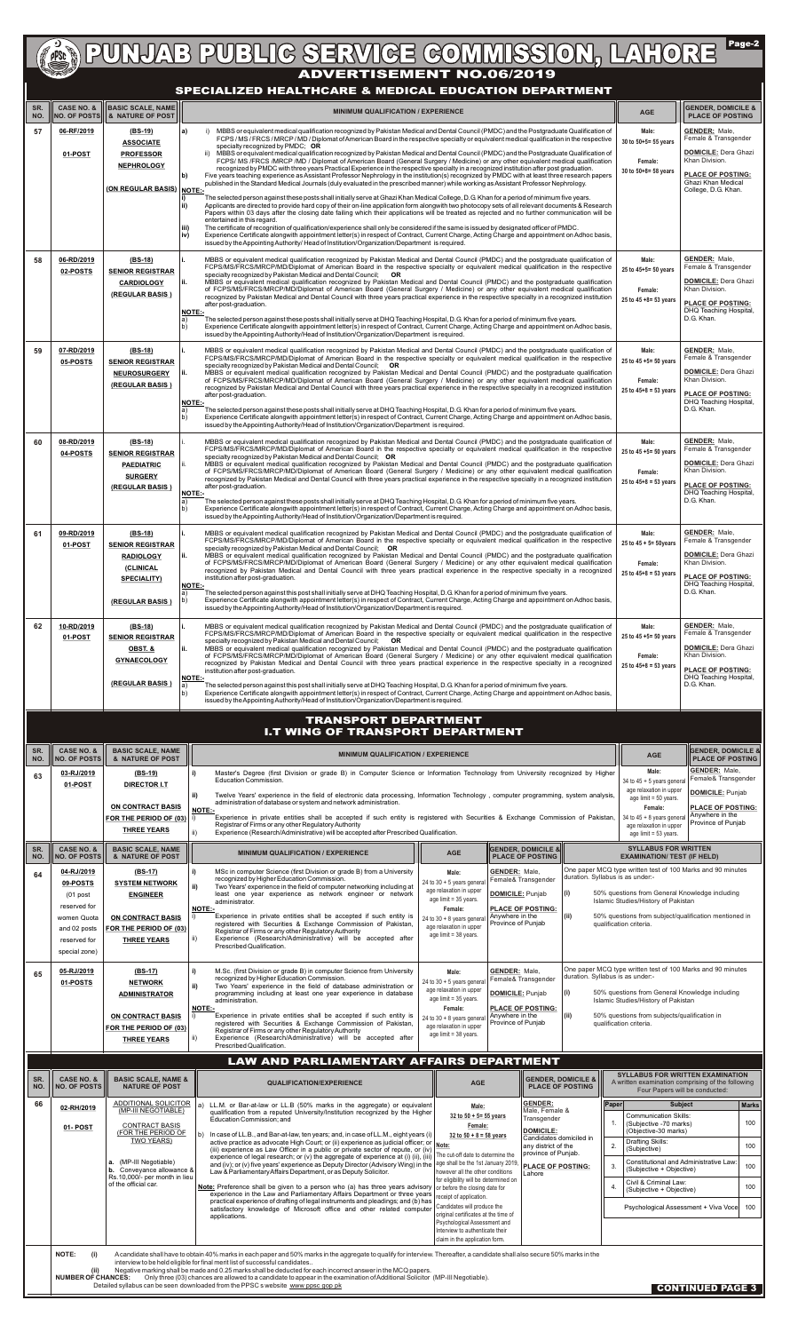# PUNJAB PUBLIC SERVICE COMMISSION, LAHORE

## ADVERTISEMENT NO.06/2019

## SPECIALIZED HEALTHCARE & MEDICAL EDUCATION DEPARTMENT

| SR. NO. | CASE NO. & NO. OF POSTS | BASIC SCALE, NAME & NATURE OF POST | MINIMUM QUALIFICATION / EXPERIENCE | AGE | GENDER, DOMICILE & PLACE OF POSTING |
|---|---|---|---|---|---|
| 57 | 06-RF/2019<br>01-POST | (BS-19)<br>ASSOCIATE PROFESSOR NEPHROLOGY<br>(ON REGULAR BASIS) | a) i) MBBS or equivalent medical qualification recognized by Pakistan Medical and Dental Council (PMDC) and the Postgraduate Qualification of FCPS / MS / FRCS / MRCP / MD / Diplomat of American Board in the respective specialty or equivalent medical qualification in the respective specialty recognized by PMDC; OR<br>ii) MBBS or equivalent medical qualification recognized by Pakistan Medical and Dental Council (PMDC) and the Postgraduate Qualification of FCPS/ MS /FRCS /MRCP /MD / Diplomat of American Board (General Surgery / Medicine) or any other equivalent medical qualification recognized by PMDC with three years Practical Experience in the respective specialty in a recognized institution after post graduation.<br>b) Five years teaching experience as Assistant Professor Nephrology in the institution(s) recognized by PMDC with at least three research papers published in the Standard Medical Journals (duly evaluated in the prescribed manner) while working as Assistant Professor Nephrology.<br>NOTE:-<br>i) The selected person against these posts shall initially serve at Ghazi Khan Medical College, D.G.Khan for a period of minimum five years.<br>ii) Applicants are directed to provide hard copy of their on-line application form alongwith two photocopy sets of all relevant documents & Research Papers within 03 days after the closing date failing which their applications will be treated as rejected and no further communication will be entertained in this regard.<br>iii) The certificate of recognition of qualification/experience shall only be considered if the same is issued by designated officer of PMDC.<br>iv) Experience Certificate alongwith appointment letter(s) in respect of Contract, Current Charge, Acting Charge and appointment on Adhoc basis, issued by the Appointing Authority/ Head of Institution/Organization/Department is required. | Male:<br>30 to 50+5= 55 years<br>Female:<br>30 to 50+8= 58 years | GENDER: Male, Female & Transgender<br>DOMICILE: Dera Ghazi Khan Division.<br>PLACE OF POSTING: Ghazi Khan Medical College, D.G. Khan. |
| 58 | 06-RD/2019<br>02-POSTS | (BS-18)<br>SENIOR REGISTRAR CARDIOLOGY<br>(REGULAR BASIS) | i. MBBS or equivalent medical qualification recognized by Pakistan Medical and Dental Council (PMDC) and the postgraduate qualification of FCPS/MS/FRCS/MRCP/MD/Diplomat of American Board in the respective specialty or equivalent medical qualification in the respective specialty recognized by Pakistan Medical and Dental Council; OR<br>ii. MBBS or equivalent medical qualification recognized by Pakistan Medical and Dental Council (PMDC) and the postgraduate qualification of FCPS/MS/FRCS/MRCP/MD/Diplomat of American Board (General Surgery / Medicine) or any other equivalent medical qualification recognized by Pakistan Medical and Dental Council with three years practical experience in the respective specialty in a recognized institution after post-graduation.<br>NOTE:-<br>a) The selected person against these posts shall initially serve at DHQ Teaching Hospital, D.G. Khan for a period of minimum five years.<br>b) Experience Certificate alongwith appointment letter(s) in respect of Contract, Current Charge, Acting Charge and appointment on Adhoc basis, issued by the Appointing Authority/Head of Institution/Organization/Department is required. | Male:<br>25 to 45+5= 50 years<br>Female:<br>25 to 45 +8= 53 years | GENDER: Male, Female & Transgender<br>DOMICILE: Dera Ghazi Khan Division.<br>PLACE OF POSTING: DHQ Teaching Hospital, D.G. Khan. |
| 59 | 07-RD/2019<br>05-POSTS | (BS-18)<br>SENIOR REGISTRAR NEUROSURGERY<br>(REGULAR BASIS) | i. MBBS or equivalent medical qualification recognized by Pakistan Medical and Dental Council (PMDC) and the postgraduate qualification of FCPS/MS/FRCS/MRCP/MD/Diplomat of American Board in the respective specialty or equivalent medical qualification in the respective specialty recognized by Pakistan Medical and Dental Council; OR<br>ii. MBBS or equivalent medical qualification recognized by Pakistan Medical and Dental Council (PMDC) and the postgraduate qualification of FCPS/MS/FRCS/MRCP/MD/Diplomat of American Board (General Surgery / Medicine) or any other equivalent medical qualification recognized by Pakistan Medical and Dental Council with three years practical experience in the respective specialty in a recognized institution after post-graduation.<br>NOTE:-<br>a) The selected person against these posts shall initially serve at DHQ Teaching Hospital, D.G. Khan for a period of minimum five years.<br>b) Experience Certificate alongwith appointment letter(s) in respect of Contract, Current Charge, Acting Charge and appointment on Adhoc basis, issued by the Appointing Authority/Head of Institution/Organization/Department is required. | Male:<br>25 to 45 +5= 50 years<br>Female:<br>25 to 45+8 = 53 years | GENDER: Male, Female & Transgender<br>DOMICILE: Dera Ghazi Khan Division.<br>PLACE OF POSTING: DHQ Teaching Hospital, D.G. Khan. |
| 60 | 08-RD/2019<br>04-POSTS | (BS-18)<br>SENIOR REGISTRAR PAEDIATRIC SURGERY<br>(REGULAR BASIS) | i. MBBS or equivalent medical qualification recognized by Pakistan Medical and Dental Council (PMDC) and the postgraduate qualification of FCPS/MS/FRCS/MRCP/MD/Diplomat of American Board in the respective specialty or equivalent medical qualification in the respective specialty recognized by Pakistan Medical and Dental Council; OR<br>ii. MBBS or equivalent medical qualification recognized by Pakistan Medical and Dental Council (PMDC) and the postgraduate qualification of FCPS/MS/FRCS/MRCP/MD/Diplomat of American Board (General Surgery / Medicine) or any other equivalent medical qualification recognized by Pakistan Medical and Dental Council with three years practical experience in the respective specialty in a recognized institution after post-graduation.<br>NOTE:-<br>a) The selected person against these posts shall initially serve at DHQ Teaching Hospital, D.G. Khan for a period of minimum five years.<br>b) Experience Certificate alongwith appointment letter(s) in respect of Contract, Current Charge, Acting Charge and appointment on Adhoc basis, issued by the Appointing Authority/Head of Institution/Organization/Department is required. | Male:<br>25 to 45 +5= 50 years<br>Female:<br>25 to 45+8 = 53 years | GENDER: Male, Female & Transgender<br>DOMICILE: Dera Ghazi Khan Division.<br>PLACE OF POSTING: DHQ Teaching Hospital, D.G. Khan. |
| 61 | 09-RD/2019<br>01-POST | (BS-18)<br>SENIOR REGISTRAR RADIOLOGY (CLINICAL SPECIALITY)<br>(REGULAR BASIS) | i. MBBS or equivalent medical qualification recognized by Pakistan Medical and Dental Council (PMDC) and the postgraduate qualification of FCPS/MS/FRCS/MRCP/MD/Diplomat of American Board in the respective specialty or equivalent medical qualification in the respective specialty recognized by Pakistan Medical and Dental Council; OR<br>ii. MBBS or equivalent medical qualification recognized by Pakistan Medical and Dental Council (PMDC) and the postgraduate qualification of FCPS/MS/FRCS/MRCP/MD/Diplomat of American Board (General Surgery / Medicine) or any other equivalent medical qualification recognized by Pakistan Medical and Dental Council with three years practical experience in the respective specialty in a recognized institution after post-graduation.<br>NOTE:-<br>a) The selected person against this post shall initially serve at DHQ Teaching Hospital, D.G. Khan for a period of minimum five years.<br>b) Experience Certificate alongwith appointment letter(s) in respect of Contract, Current Charge, Acting Charge and appointment on Adhoc basis, issued by the Appointing Authority/Head of Institution/Organization/Department is required. | Male:<br>25 to 45 + 5= 50years<br>Female:<br>25 to 45+8 = 53 years | GENDER: Male, Female & Transgender<br>DOMICILE: Dera Ghazi Khan Division.<br>PLACE OF POSTING: DHQ Teaching Hospital, D.G. Khan. |
| 62 | 10-RD/2019<br>01-POST | (BS-18)<br>SENIOR REGISTRAR OBST. & GYNAECOLOGY<br>(REGULAR BASIS) | i. MBBS or equivalent medical qualification recognized by Pakistan Medical and Dental Council (PMDC) and the postgraduate qualification of FCPS/MS/FRCS/MRCP/MD/Diplomat of American Board in the respective specialty or equivalent medical qualification in the respective specialty recognized by Pakistan Medical and Dental Council; OR<br>ii. MBBS or equivalent medical qualification recognized by Pakistan Medical and Dental Council (PMDC) and the postgraduate qualification of FCPS/MS/FRCS/MRCP/MD/Diplomat of American Board (General Surgery / Medicine) or any other equivalent medical qualification recognized by Pakistan Medical and Dental Council with three years practical experience in the respective specialty in a recognized institution after post-graduation.<br>NOTE:-<br>a) The selected person against this post shall initially serve at DHQ Teaching Hospital, D.G. Khan for a period of minimum five years.<br>b) Experience Certificate alongwith appointment letter(s) in respect of Contract, Current Charge, Acting Charge and appointment on Adhoc basis, issued by the Appointing Authority/Head of Institution/Organization/Department is required. | Male:<br>25 to 45 +5= 50 years<br>Female:<br>25 to 45+8 = 53 years | GENDER: Male, Female & Transgender<br>DOMICILE: Dera Ghazi Khan Division.<br>PLACE OF POSTING: DHQ Teaching Hospital, D.G. Khan. |

## TRANSPORT DEPARTMENT

## I.T WING OF TRANSPORT DEPARTMENT

| SR. NO. | CASE NO. & NO. OF POSTS | BASIC SCALE, NAME & NATURE OF POST | MINIMUM QUALIFICATION / EXPERIENCE | AGE | GENDER, DOMICILE & PLACE OF POSTING |
|---|---|---|---|---|---|
| 63 | 03-RJ/2019<br>01-POST | (BS-19)<br>DIRECTOR I.T<br>ON CONTRACT BASIS FOR THE PERIOD OF (03) THREE YEARS | i) Master's Degree (first Division or grade B) in Computer Science or Information Technology from University recognized by Higher Education Commission.<br>ii) Twelve Years' experience in the field of electronic data processing, Information Technology , computer programming, system analysis, administration of database or system and network administration.<br>NOTE:-<br>i) Experience in private entities shall be accepted if such entity is registered with Securities & Exchange Commission of Pakistan, Registrar of Firms or any other Regulatory Authority<br>ii) Experience (Research/Administrative) will be accepted after Prescribed Qualification. | Male:<br>34 to 45 + 5 years general age relaxation in upper age limit = 50 years.<br>Female:<br>34 to 45 + 8 years general age relaxation in upper age limit = 53 years. | GENDER: Male, Female& Transgender<br>DOMICILE: Punjab<br>PLACE OF POSTING: Anywhere in the Province of Punjab |

| SR. NO. | CASE NO. & NO. OF POSTS | BASIC SCALE, NAME & NATURE OF POST | MINIMUM QUALIFICATION / EXPERIENCE | AGE | GENDER, DOMICILE & PLACE OF POSTING | SYLLABUS FOR WRITTEN EXAMINATION/ TEST (IF HELD) |
|---|---|---|---|---|---|---|
| 64 | 04-RJ/2019<br>09-POSTS<br>(01 post reserved for women Quota and 02 posts reserved for special zone) | (BS-17)<br>SYSTEM NETWORK ENGINEER<br>ON CONTRACT BASIS FOR THE PERIOD OF (03) THREE YEARS | i) MSc in computer Science (first Division or grade B) from a University recognized by Higher Education Commission.<br>ii) Two Years' experience in the field of computer networking including at least one year experience as network engineer or network administrator.<br>NOTE:-<br>i) Experience in private entities shall be accepted if such entity is registered with Securities & Exchange Commission of Pakistan, Registrar of Firms or any other Regulatory Authority<br>ii) Experience (Research/Administrative) will be accepted after Prescribed Qualification. | Male:<br>24 to 30 + 5 years general age relaxation in upper age limit = 35 years.<br>Female:<br>24 to 30 + 8 years general age relaxation in upper age limit = 38 years. | GENDER: Male, Female& Transgender<br>DOMICILE: Punjab<br>PLACE OF POSTING: Anywhere in the Province of Punjab | One paper MCQ type written test of 100 Marks and 90 minutes duration. Syllabus is as under:-<br>(i) 50% questions from General Knowledge including Islamic Studies/History of Pakistan<br>(ii) 50% questions from subject/qualification mentioned in qualification criteria. |
| 65 | 05-RJ/2019<br>01-POSTS | (BS-17)<br>NETWORK ADMINISTRATOR<br>ON CONTRACT BASIS FOR THE PERIOD OF (03) THREE YEARS | i) M.Sc. (first Division or grade B) in computer Science from University recognized by Higher Education Commission.<br>ii) Two Years' experience in the field of database administration or programming including at least one year experience in database administration.<br>NOTE:-<br>i) Experience in private entities shall be accepted if such entity is registered with Securities & Exchange Commission of Pakistan, Registrar of Firms or any other Regulatory Authority<br>ii) Experience (Research/Administrative) will be accepted after Prescribed Qualification. | Male:<br>24 to 30 + 5 years general age relaxation in upper age limit = 35 years.<br>Female:<br>24 to 30 + 8 years general age relaxation in upper age limit = 38 years. | GENDER: Male, Female& Transgender<br>DOMICILE: Punjab<br>PLACE OF POSTING: Anywhere in the Province of Punjab | One paper MCQ type written test of 100 Marks and 90 minutes duration. Syllabus is as under:-<br>(i) 50% questions from General Knowledge including Islamic Studies/History of Pakistan<br>(ii) 50% questions from subjects/qualification in qualification criteria. |

## LAW AND PARLIAMENTARY AFFAIRS DEPARTMENT

| SR. NO. | CASE NO. & NO. OF POSTS | BASIC SCALE, NAME & NATURE OF POST | QUALIFICATION/EXPERIENCE | AGE | GENDER, DOMICILE & PLACE OF POSTING | SYLLABUS FOR WRITTEN EXAMINATION |
|---|---|---|---|---|---|---|
| 66 | 02-RH/2019<br>01- POST | ADDITIONAL SOLICITOR (MP-III NEGOTIABLE)<br>CONTRACT BASIS (FOR THE PERIOD OF TWO YEARS)<br>a. (MP-III Negotiable)<br>b. Conveyance allowance & Rs.10,000/- per month in lieu of the official car. | a) LL.M. or Bar-at-law or LL.B (50% marks in the aggregate) or equivalent qualification from a reputed University/Institution recognized by the Higher Education Commission; and<br>b) In case of LL.B., and Bar-at-law, ten years; and, in case of LL.M., eight years (i) active practice as advocate High Court; or (ii) experience as judicial officer; or (iii) experience as Law Officer in a public or private sector of repute, or (iv) experience of legal research; or (v) the aggregate of experience at (i) (ii), (iii) and (iv); or (v) five years' experience as Deputy Director (Advisory Wing) in the Law & Parliamentary Affairs Department, or as Deputy Solicitor.<br>Note: Preference shall be given to a person who (a) has three years advisory experience in the Law and Parliamentary Affairs Department or three years practical experience of drafting of legal instruments and pleadings; and (b) has satisfactory knowledge of Microsoft office and other related computer applications. | Male:<br>32 to 50 + 5= 55 years<br>Female:<br>32 to 50 + 8 = 58 years<br>Note:<br>The cut-off date to determine the age shall be the 1st January 2019, however all the other conditions for eligibility will be determined on or before the closing date for receipt of application.<br>Candidates will produce the original certificates at the time of Psychological Assessment and Interview to authenticate their claim in the application form. | GENDER: Male, Female & Transgender<br>DOMICILE: Candidates domiciled in any district of the province of Punjab.<br>PLACE OF POSTING: Lahore | A written examination comprising of the following Four Papers will be conducted: (see table below) |

| Paper | Subject | Marks |
|---|---|---|
| 1. | Communication Skills: (Subjective -70 marks) (Objective-30 marks) | 100 |
| 2. | Drafting Skills: (Subjective) | 100 |
| 3. | Constitutional and Administrative Law: (Subjective + Objective) | 100 |
| 4. | Civil & Criminal Law: (Subjective + Objective) | 100 |
| | Psychological Assessment + Viva Voce | 100 |

**NOTE:** (i) A candidate shall have to obtain 40% marks in each paper and 50% marks in the aggregate to qualify for interview. Thereafter, a candidate shall also secure 50% marks in the interview to be held eligible for final merit list of successful candidates.

(ii) Negative marking shall be made and 0.25 marks shall be deducted for each incorrect answer in the MCQ papers.

**NUMBER OF CHANCES:** Only three (03) chances are allowed to a candidate to appear in the examination of Additional Solicitor (MP-III Negotiable).

Detailed syllabus can be seen downloaded from the PPSC s website www.ppsc.gop.pk

**CONTINUED PAGE 3**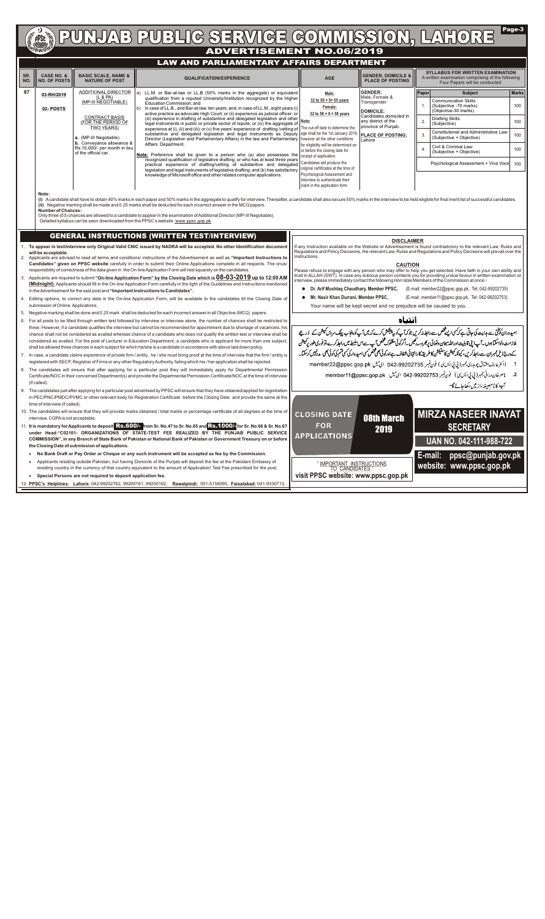# PUNJAB PUBLIC SERVICE COMMISSION, LAHORE

## ADVERTISEMENT NO.06/2019

## LAW AND PARLIAMENTARY AFFAIRS DEPARTMENT

| SR. NO. | CASE NO. & NO. OF POSTS | BASIC SCALE, NAME & NATURE OF POST | QUALIFICATION/EXPERIENCE | AGE | GENDER, DOMICILE & PLACE OF POSTING | SYLLABUS FOR WRITTEN EXAMINATION A written examination comprising of the following Four Papers will be conducted: |
|---|---|---|---|---|---|---|
| 67 | 03-RH/2019<br><br>02- POSTS | ADDITIONAL DIRECTOR (L & PA) (MP-III NEGOTIABLE)<br><br>CONTRACT BASIS (FOR THE PERIOD OF TWO YEARS)<br><br>a. (MP-III Negotiable)<br>b. Conveyance allowance & Rs.10,000/- per month in lieu of the official car. | a) LL.M. or Bar-at-law or LL.B (50% marks in the aggregate) or equivalent qualification from a reputed University/Institution recognized by the Higher Education Commission; and<br>b) In case of LL.B., and Bar-at-law, ten years; and, in case of LL.M., eight years (i) active practice as advocate High Court; or (ii) experience as judicial officer; or (iii) experience in drafting of substantive and delegated legislation and other legal instruments in public or private sector of repute; or (iv) the aggregate of experience at (i), (ii) and (iii); or (v) five years' experience of drafting /vetting of substantive and delegated legislation and legal instruments as Deputy Director (Legislation and Parliamentary Affairs) in the law and Parliamentary Affairs Department.<br><br>Note: Preference shall be given to a person who (a) also possesses the recognized qualification of legislative drafting; or who has at least three years practical experience of drafting/vetting of substantive and delegated legislation and legal instruments of legislative drafting; and (b) has satisfactory knowledge of Microsoft office and other related computer applications. | Male:<br>32 to 50 + 5= 55 years<br><br>Female:<br>32 to 50 + 8 = 58 years<br><br>Note:<br>The cut-off date to determine the age shall be the 1st January 2019, however all the other conditions for eligibility will be determined on or before the closing date for receipt of application.<br>Candidates will produce the original certificates at the time of Psychological Assessment and interview to authenticate their claim in the application form. | GENDER:<br>Male, Female & Transgender<br><br>DOMICILE:<br>Candidates domiciled in any district of the province of Punjab.<br><br>PLACE OF POSTING:<br>Lahore | (see syllabus table below) |

| Paper | Subject | Marks |
|---|---|---|
| 1. | Communication Skills: (Subjective -70 marks) (Objective-30 marks) | 100 |
| 2. | Drafting Skills: (Subjective) | 100 |
| 3. | Constitutional and Administrative Law: (Subjective + Objective) | 100 |
| 4. | Civil & Criminal Law: (Subjective + Objective) | 100 |
| | Psychological Assessment + Viva Voce | 100 |

**Note:**
(i) A candidate shall have to obtain 40% marks in each paper and 50% marks in the aggregate to qualify for interview. Thereafter, a candidate shall also secure 50% marks in the interview to be held eligible for final merit list of successful candidates.
(ii) Negative marking shall be made and 0.25 marks shall be deducted for each incorrect answer in the MCQ papers.

**Number of Chances:**
Only three (03) chances are allowed to a candidate to appear in the examination of Additional Director (MP-III Negotiable).
Detailed syllabus can be seen downloaded from the PPSC s website www.ppsc.gop.pk

## GENERAL INSTRUCTIONS (WRITTEN TEST/INTERVIEW)

1. To appear in test/interview only Original Valid CNIC issued by NADRA will be accepted. No other Identification document will be acceptable.
2. Applicants are advised to read all terms and conditions/ instructions of the Advertisement as well as **"Important Instructions to Candidates"** given on PPSC website carefully in order to submit their Online Applications complete in all respects. The onus/ responsibility of correctness of the data given in the On-line Application Form will rest squarely on the candidates.
3. Applicants are required to submit **"On-line Application Form" by the Closing Date which is 08-03-2019 up to 12:00 AM (Midnight).** Applicants should fill in the On-line Application Form carefully in the light of the Guidelines and Instructions mentioned in the Advertisement for the said post and **"Important Instructions to Candidates".**
4. Editing options, to correct any data in the On-line Application Form, will be available to the candidates till the Closing Date of submission of Online Applications.
5. Negative marking shall be done and 0.25 mark shall be deducted for each incorrect answer in all Objective (MCQ) papers.
6. For all posts to be filled through written test followed by interview or interview alone, the number of chances shall be restricted to three. However, if a candidate qualifies the interview but cannot be recommended for appointment due to shortage of vacancies, his chance shall not be considered as availed whereas chance of a candidate who does not qualify the written test or interview shall be considered as availed. For the post of Lecturer in Education Department, a candidate who is applicant for more than one subject, shall be allowed three chances in each subject for which he/she is a candidate in accordance with above laid down policy.
7. In case, a candidate claims experience of private firm / entity, he / she must bring proof at the time of interview that the firm / entity is registered with SECP, Registrar of Firms or any other Regulatory Authority, failing which his / her application shall be rejected.
8. The candidates will ensure that after applying for a particular post they will immediately apply for Departmental Permission Certificate/NOC in their concerned Department(s) and provide the Departmental Permission Certificate/NOC at the time of interview (if called).
9. The candidates just after applying for a particular post advertised by PPSC will ensure that they have obtained/applied for registration in PEC/PNC/PMDC/PVMC or other relevant body for Registration Certificate before the Closing Date and provide the same at the time of interview (if called).
10. The candidates will ensure that they will provide marks obtained / total marks or percentage certificate of all degrees at the time of interview. CGPA is not acceptable.
11. **It is mandatory for Applicants to deposit Rs.600/- from Sr. No.47 to Sr. No.65 and Rs.1000/- for Sr. No.66 & Sr. No.67 under Head:"C02101- ORGANIZATIONS OF STATE-TEST FEE REALIZED BY THE PUNJAB PUBLIC SERVICE COMMISSION", in any Branch of State Bank of Pakistan or National Bank of Pakistan or Government Treasury on or before the Closing Date of submission of applications.**
    - **No Bank Draft or Pay Order or Cheque or any such instrument will be accepted as fee by the Commission.**
    - Applicants residing outside Pakistan, but having Domicile of the Punjab will deposit the fee at the Pakistani Embassy of residing country in the currency of that country equivalent to the amount of Application/ Test Fee prescribed for the post.
    - **Special Persons are not required to deposit application fee.**
12. **PPSC's Helplines: Lahore:** 042-99202762, 99200161, 99200162, **Rawalpindi:** 051-5158095, **Faisalabad:** 041-9330713,

### DISCLAIMER

If any Instruction available on the Website or Advertisement is found contradictory to the relevant Law, Rules and Regulations and Policy Decisions, the relevant Law, Rules and Regulations and Policy Decisions will prevail over the Instructions.

### CAUTION

Please refuse to engage with any person who may offer to help you get selected. Have faith in your own ability and trust in ALLAH (SWT). In case any dubious person contacts you for providing undue favour in written examination or interview, please immediately contact the following Hon'able Members of the Commission at once:-

- **Dr. Arif Mushtaq Chaudhary, Member PPSC,** (E-mail: member22@ppsc.gop.pk, Tel: 042-99202735)
- **Mr. Nasir Khan Durrani, Member PPSC,** (E-mail: member11@ppsc.gop.pk, Tel: 042-99202753)

Your name will be kept secret and no prejudice will be caused to you.

### انتباہ

امیدواران کو سختی سے ہدایت کی جاتی ہے کہ کسی ایسے شخص سے رابطہ نہ کریں جو کہ آپ کو یہ پیشکش کرے کہ وہ آپ کو پنجاب پبلک سروس کمیشن کے ذریعے ملازمت دلوا سکتا ہو۔ آپ اپنی قابلیت اور اللہ سبحان و تعالیٰ پر بھروسہ رکھیں۔ اگر کوئی مشکوک شخص آپ سے اس سلسلے میں رابطہ کرے، تو فوری طور پر کمیشن کے درج ذیل ممبران سے رابطہ کریں، کیونکہ کمیشن کا سلیکشن کا طریقہ کار انتہائی شفاف ہے اور کوئی بھی شخص کسی امیدوار کی کسی قسم کی کوئی بھی مدد نہیں کر سکتا۔

1. ڈاکٹر عارف مشتاق چوہدری، ممبر (پی پی ایس سی) فون نمبر 042-99202735 ای میل: member22@ppsc.gop.pk
2. ناصر خان درانی، ممبر (پی پی ایس سی) فون نمبر 042-99202753 ای میل: member11@ppsc.gop.pk

آپ کا نام صیغہ راز میں رکھا جائے گا۔

**CLOSING DATE FOR APPLICATIONS: 08th March 2019**

**MIRZA NASEER INAYAT**
**SECRETARY**
**UAN NO. 042-111-988-722**

**E-mail: ppsc@punjab.gov.pk**
**website: www.ppsc.gop.pk**

" IMPORTANT INSTRUCTIONS TO CANDIDATES"
**visit PPSC website: www.ppsc.gop.pk**